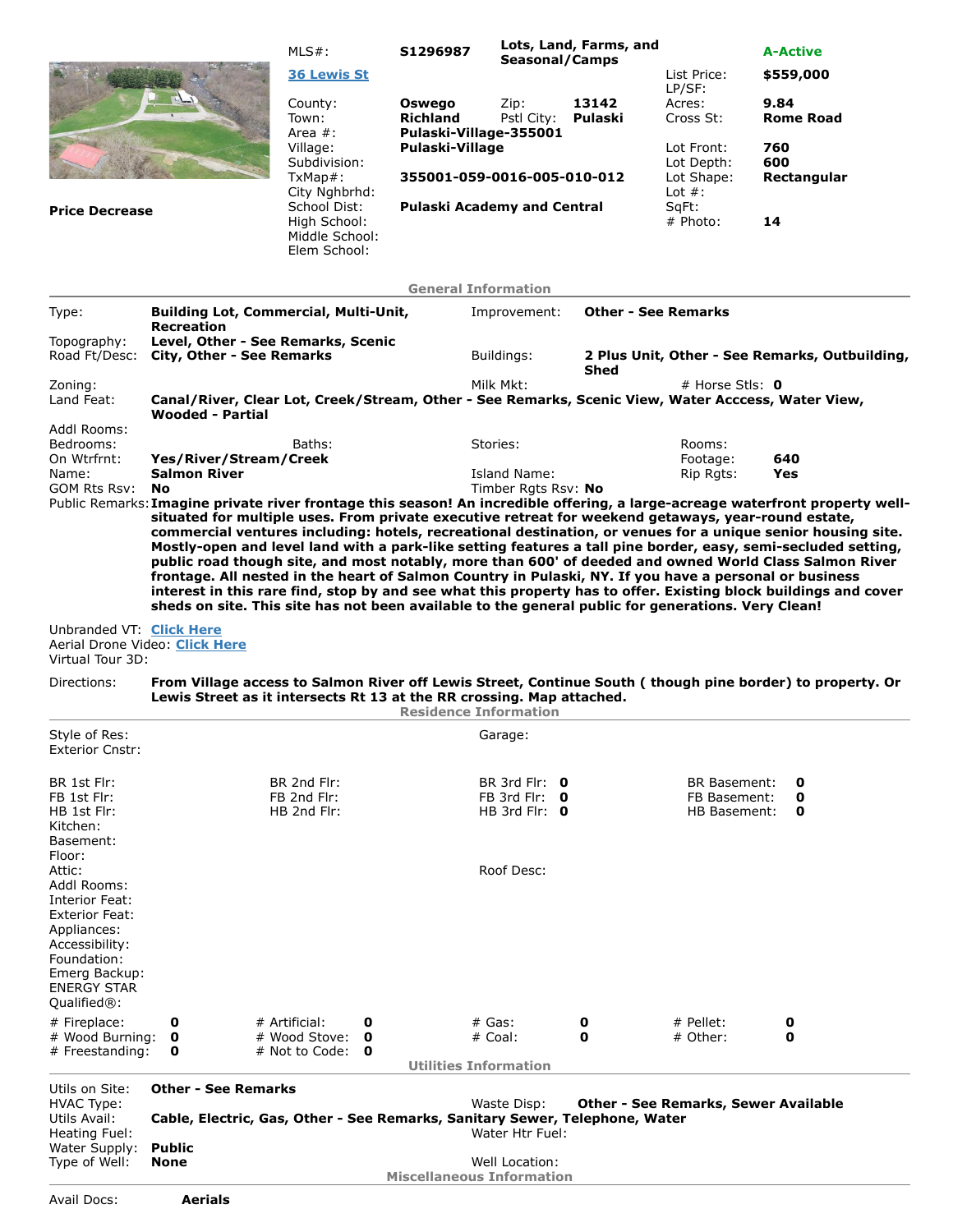| | | | | |
|---|---|---|---|---|
| MLS#: | S1296987 | Lots, Land, Farms, and Seasonal/Camps | | A-Active |
| 36 Lewis St | | | List Price: | $559,000 |
| | | | LP/SF: | |
| County: | Oswego | Zip: 13142 | Acres: | 9.84 |
| Town: | Richland | Pstl City: Pulaski | Cross St: | Rome Road |
| Area #: | Pulaski-Village-355001 | | | |
| Village: | Pulaski-Village | | Lot Front: | 760 |
| Subdivision: | | | Lot Depth: | 600 |
| TxMap#: | 355001-059-0016-005-010-012 | | Lot Shape: | Rectangular |
| City Nghbrhd: | | | Lot #: | |
| School Dist: | Pulaski Academy and Central | | SqFt: | |
| High School: | | | # Photo: | 14 |
| Middle School: | | | | |
| Elem School: | | | | |

**Price Decrease**

## General Information

| | | | |
|---|---|---|---|
| Type: | Building Lot, Commercial, Multi-Unit, Recreation | Improvement: | Other - See Remarks |
| Topography: | Level, Other - See Remarks, Scenic | | |
| Road Ft/Desc: | City, Other - See Remarks | Buildings: | 2 Plus Unit, Other - See Remarks, Outbuilding, Shed |
| Zoning: | | Milk Mkt: | # Horse Stls: 0 |

**Land Feat:** Canal/River, Clear Lot, Creek/Stream, Other - See Remarks, Scenic View, Water Acccess, Water View, Wooded - Partial

Addl Rooms:

| | | | | | |
|---|---|---|---|---|---|
| Bedrooms: | | Baths: | Stories: | Rooms: | |
| On Wtrfrnt: | Yes/River/Stream/Creek | | | Footage: | 640 |
| Name: | Salmon River | | Island Name: | Rip Rgts: | Yes |
| GOM Rts Rsv: | No | | Timber Rgts Rsv: No | | |

**Public Remarks:** Imagine private river frontage this season! An incredible offering, a large-acreage waterfront property well-situated for multiple uses. From private executive retreat for weekend getaways, year-round estate, commercial ventures including: hotels, recreational destination, or venues for a unique senior housing site. Mostly-open and level land with a park-like setting features a tall pine border, easy, semi-secluded setting, public road though site, and most notably, more than 600' of deeded and owned World Class Salmon River frontage. All nested in the heart of Salmon Country in Pulaski, NY. If you have a personal or business interest in this rare find, stop by and see what this property has to offer. Existing block buildings and cover sheds on site. This site has not been available to the general public for generations. Very Clean!

Unbranded VT: Click Here
Aerial Drone Video: Click Here
Virtual Tour 3D:

**Directions:** From Village access to Salmon River off Lewis Street, Continue South ( though pine border) to property. Or Lewis Street as it intersects Rt 13 at the RR crossing. Map attached.

## Residence Information

Style of Res:
Exterior Cnstr:
Garage:

| | | | |
|---|---|---|---|
| BR 1st Flr: | BR 2nd Flr: | BR 3rd Flr: 0 | BR Basement: 0 |
| FB 1st Flr: | FB 2nd Flr: | FB 3rd Flr: 0 | FB Basement: 0 |
| HB 1st Flr: | HB 2nd Flr: | HB 3rd Flr: 0 | HB Basement: 0 |

Kitchen:
Basement:
Floor:
Attic:
Roof Desc:
Addl Rooms:
Interior Feat:
Exterior Feat:
Appliances:
Accessibility:
Foundation:
Emerg Backup:
ENERGY STAR Qualified®:

| | | | | | | | |
|---|---|---|---|---|---|---|---|
| # Fireplace: | 0 | # Artificial: | 0 | # Gas: | 0 | # Pellet: | 0 |
| # Wood Burning: | 0 | # Wood Stove: | 0 | # Coal: | 0 | # Other: | 0 |
| # Freestanding: | 0 | # Not to Code: | 0 | | | | |

## Utilities Information

| | | | |
|---|---|---|---|
| Utils on Site: | Other - See Remarks | | |
| HVAC Type: | | Waste Disp: | Other - See Remarks, Sewer Available |
| Utils Avail: | Cable, Electric, Gas, Other - See Remarks, Sanitary Sewer, Telephone, Water | | |
| Heating Fuel: | | Water Htr Fuel: | |
| Water Supply: | Public | | |
| Type of Well: | None | Well Location: | |

## Miscellaneous Information

Avail Docs: **Aerials**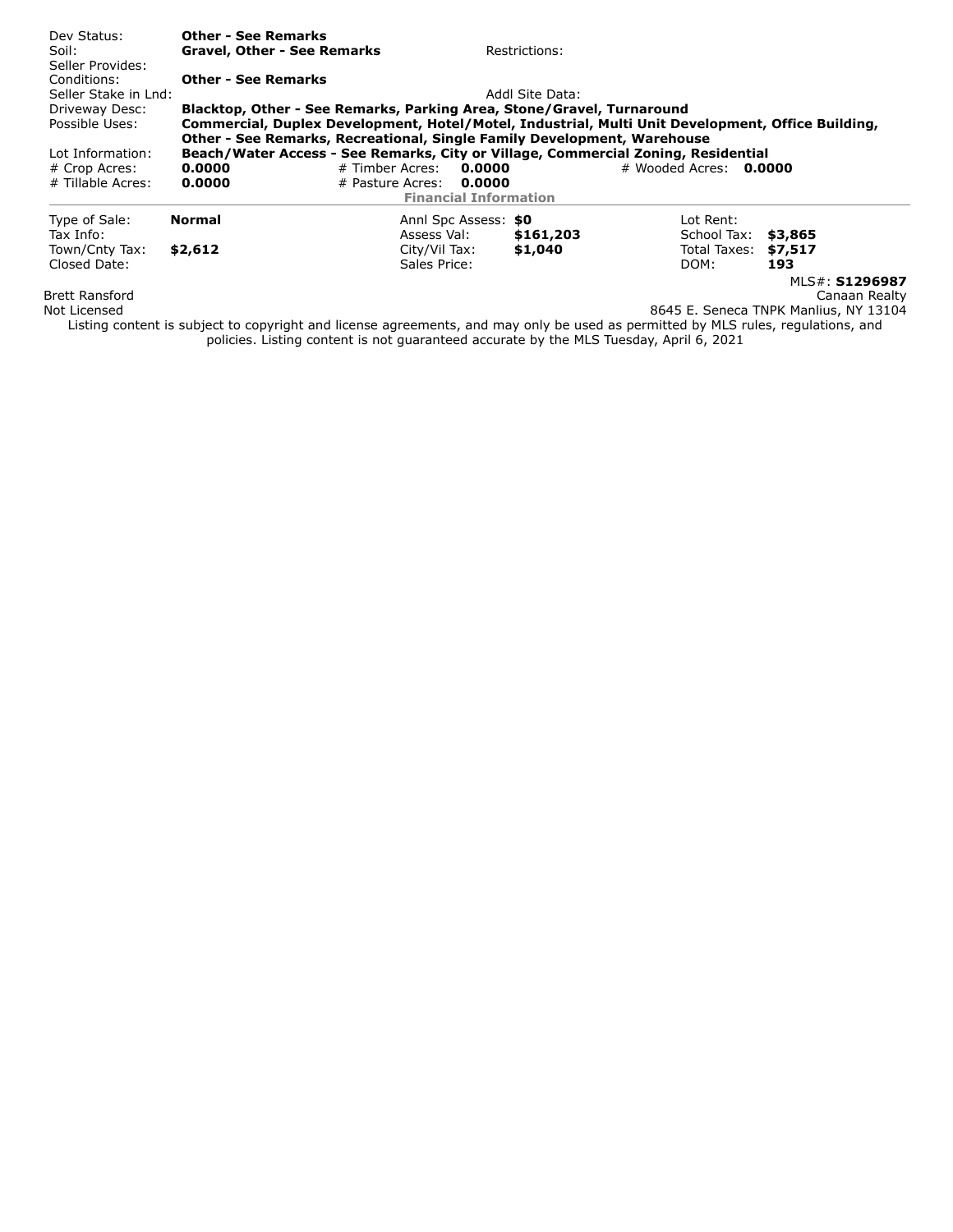| | | | | | |
|---|---|---|---|---|---|
| Dev Status: | **Other - See Remarks** | | | | |
| Soil: | **Gravel, Other - See Remarks** | Restrictions: | | | |
| Seller Provides: | | | | | |
| Conditions: | **Other - See Remarks** | | | | |
| Seller Stake in Lnd: | | Addl Site Data: | | | |
| Driveway Desc: | **Blacktop, Other - See Remarks, Parking Area, Stone/Gravel, Turnaround** | | | | |
| Possible Uses: | **Commercial, Duplex Development, Hotel/Motel, Industrial, Multi Unit Development, Office Building, Other - See Remarks, Recreational, Single Family Development, Warehouse** | | | | |
| Lot Information: | **Beach/Water Access - See Remarks, City or Village, Commercial Zoning, Residential** | | | | |
| # Crop Acres: | **0.0000** | # Timber Acres: | **0.0000** | # Wooded Acres: | **0.0000** |
| # Tillable Acres: | **0.0000** | # Pasture Acres: | **0.0000** | | |

## Financial Information

| | | | | | |
|---|---|---|---|---|---|
| Type of Sale: | **Normal** | Annl Spc Assess: | **$0** | Lot Rent: | |
| Tax Info: | | Assess Val: | **$161,203** | School Tax: | **$3,865** |
| Town/Cnty Tax: | **$2,612** | City/Vil Tax: | **$1,040** | Total Taxes: | **$7,517** |
| Closed Date: | | Sales Price: | | DOM: | **193** |

MLS#: **S1296987**

Brett Ransford
Not Licensed

Canaan Realty
8645 E. Seneca TNPK Manlius, NY 13104

Listing content is subject to copyright and license agreements, and may only be used as permitted by MLS rules, regulations, and policies. Listing content is not guaranteed accurate by the MLS Tuesday, April 6, 2021